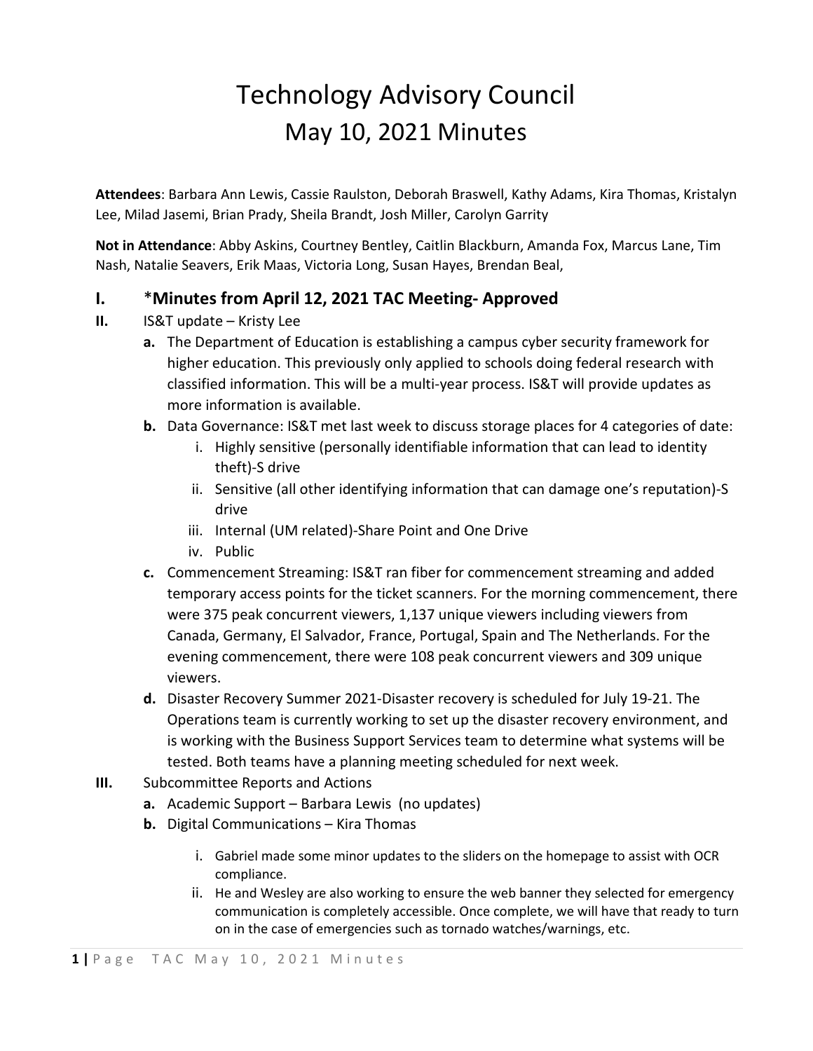# Technology Advisory Council

## May 10, 2021 Minutes

**Attendees**: Barbara Ann Lewis, Cassie Raulston, Deborah Braswell, Kathy Adams, Kira Thomas, Kristalyn Lee, Milad Jasemi, Brian Prady, Sheila Brandt, Josh Miller, Carolyn Garrity

**Not in Attendance**: Abby Askins, Courtney Bentley, Caitlin Blackburn, Amanda Fox, Marcus Lane, Tim Nash, Natalie Seavers, Erik Maas, Victoria Long, Susan Hayes, Brendan Beal,

### I. *Minutes from April 12, 2021 TAC Meeting- Approved

**II.** IS&T update – Kristy Lee

- **a.** The Department of Education is establishing a campus cyber security framework for higher education. This previously only applied to schools doing federal research with classified information. This will be a multi-year process. IS&T will provide updates as more information is available.
- **b.** Data Governance: IS&T met last week to discuss storage places for 4 categories of date:
    - i. Highly sensitive (personally identifiable information that can lead to identity theft)-S drive
    - ii. Sensitive (all other identifying information that can damage one's reputation)-S drive
    - iii. Internal (UM related)-Share Point and One Drive
    - iv. Public
- **c.** Commencement Streaming: IS&T ran fiber for commencement streaming and added temporary access points for the ticket scanners. For the morning commencement, there were 375 peak concurrent viewers, 1,137 unique viewers including viewers from Canada, Germany, El Salvador, France, Portugal, Spain and The Netherlands. For the evening commencement, there were 108 peak concurrent viewers and 309 unique viewers.
- **d.** Disaster Recovery Summer 2021-Disaster recovery is scheduled for July 19-21. The Operations team is currently working to set up the disaster recovery environment, and is working with the Business Support Services team to determine what systems will be tested. Both teams have a planning meeting scheduled for next week.

**III.** Subcommittee Reports and Actions

- **a.** Academic Support – Barbara Lewis (no updates)
- **b.** Digital Communications – Kira Thomas
    - i. Gabriel made some minor updates to the sliders on the homepage to assist with OCR compliance.
    - ii. He and Wesley are also working to ensure the web banner they selected for emergency communication is completely accessible. Once complete, we will have that ready to turn on in the case of emergencies such as tornado watches/warnings, etc.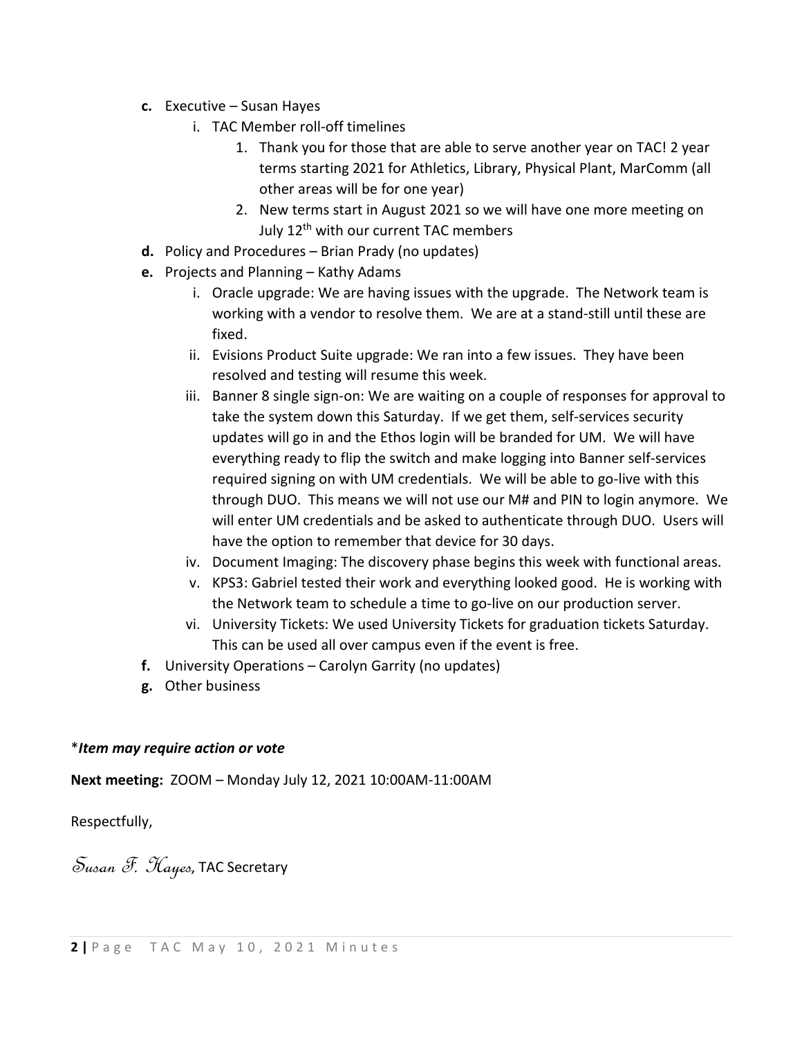- **c.** Executive – Susan Hayes
  - i. TAC Member roll-off timelines
    1. Thank you for those that are able to serve another year on TAC! 2 year terms starting 2021 for Athletics, Library, Physical Plant, MarComm (all other areas will be for one year)
    2. New terms start in August 2021 so we will have one more meeting on July 12th with our current TAC members
- **d.** Policy and Procedures – Brian Prady (no updates)
- **e.** Projects and Planning – Kathy Adams
  - i. Oracle upgrade: We are having issues with the upgrade. The Network team is working with a vendor to resolve them. We are at a stand-still until these are fixed.
  - ii. Evisions Product Suite upgrade: We ran into a few issues. They have been resolved and testing will resume this week.
  - iii. Banner 8 single sign-on: We are waiting on a couple of responses for approval to take the system down this Saturday. If we get them, self-services security updates will go in and the Ethos login will be branded for UM. We will have everything ready to flip the switch and make logging into Banner self-services required signing on with UM credentials. We will be able to go-live with this through DUO. This means we will not use our M# and PIN to login anymore. We will enter UM credentials and be asked to authenticate through DUO. Users will have the option to remember that device for 30 days.
  - iv. Document Imaging: The discovery phase begins this week with functional areas.
  - v. KPS3: Gabriel tested their work and everything looked good. He is working with the Network team to schedule a time to go-live on our production server.
  - vi. University Tickets: We used University Tickets for graduation tickets Saturday. This can be used all over campus even if the event is free.
- **f.** University Operations – Carolyn Garrity (no updates)
- **g.** Other business

\****Item may require action or vote***

**Next meeting:** ZOOM – Monday July 12, 2021 10:00AM-11:00AM

Respectfully,

*Susan F. Hayes*, TAC Secretary